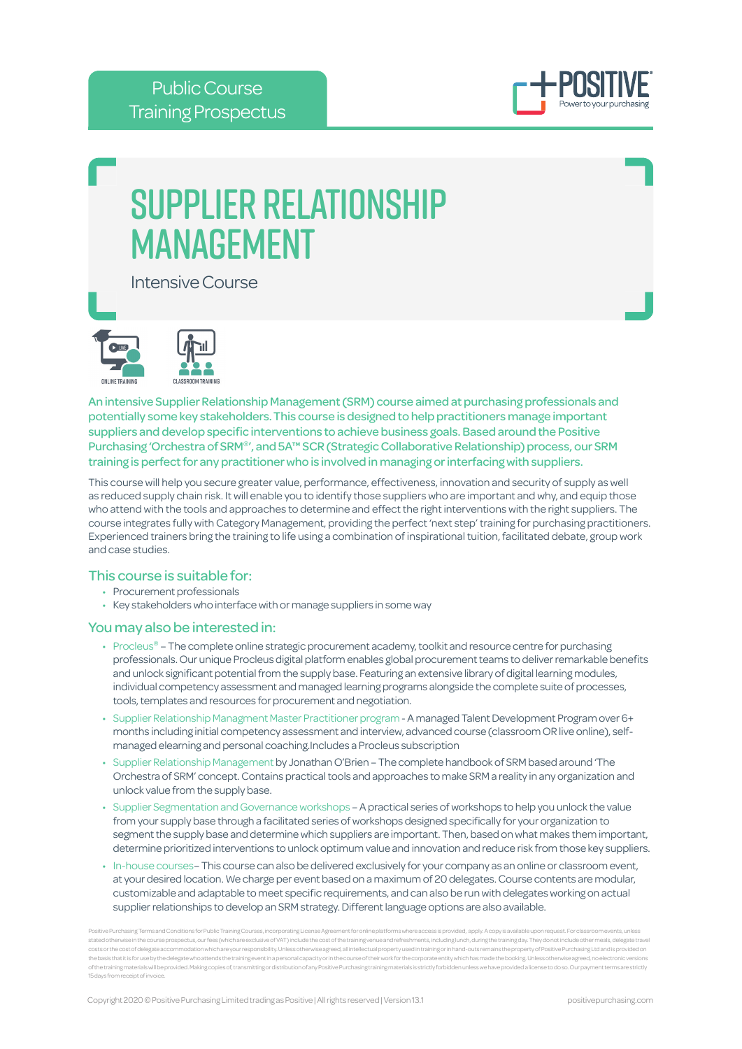Public Course
Training Prospectus

# SUPPLIER RELATIONSHIP MANAGEMENT

Intensive Course

ONLINE TRAINING

CLASSROOM TRAINING

An intensive Supplier Relationship Management (SRM) course aimed at purchasing professionals and potentially some key stakeholders. This course is designed to help practitioners manage important suppliers and develop specific interventions to achieve business goals. Based around the Positive Purchasing 'Orchestra of SRM®', and 5A™ SCR (Strategic Collaborative Relationship) process, our SRM training is perfect for any practitioner who is involved in managing or interfacing with suppliers.

This course will help you secure greater value, performance, effectiveness, innovation and security of supply as well as reduced supply chain risk. It will enable you to identify those suppliers who are important and why, and equip those who attend with the tools and approaches to determine and effect the right interventions with the right suppliers. The course integrates fully with Category Management, providing the perfect 'next step' training for purchasing practitioners. Experienced trainers bring the training to life using a combination of inspirational tuition, facilitated debate, group work and case studies.

## This course is suitable for:

- Procurement professionals
- Key stakeholders who interface with or manage suppliers in some way

## You may also be interested in:

- Procleus® – The complete online strategic procurement academy, toolkit and resource centre for purchasing professionals. Our unique Procleus digital platform enables global procurement teams to deliver remarkable benefits and unlock significant potential from the supply base. Featuring an extensive library of digital learning modules, individual competency assessment and managed learning programs alongside the complete suite of processes, tools, templates and resources for procurement and negotiation.
- Supplier Relationship Managment Master Practitioner program - A managed Talent Development Program over 6+ months including initial competency assessment and interview, advanced course (classroom OR live online), self-managed elearning and personal coaching.Includes a Procleus subscription
- Supplier Relationship Management by Jonathan O'Brien – The complete handbook of SRM based around 'The Orchestra of SRM' concept. Contains practical tools and approaches to make SRM a reality in any organization and unlock value from the supply base.
- Supplier Segmentation and Governance workshops – A practical series of workshops to help you unlock the value from your supply base through a facilitated series of workshops designed specifically for your organization to segment the supply base and determine which suppliers are important. Then, based on what makes them important, determine prioritized interventions to unlock optimum value and innovation and reduce risk from those key suppliers.
- In-house courses– This course can also be delivered exclusively for your company as an online or classroom event, at your desired location. We charge per event based on a maximum of 20 delegates. Course contents are modular, customizable and adaptable to meet specific requirements, and can also be run with delegates working on actual supplier relationships to develop an SRM strategy. Different language options are also available.

Positive Purchasing Terms and Conditions for Public Training Courses, incorporating License Agreement for online platforms where access is provided, apply. A copy is available upon request. For classroom events, unless stated otherwise in the course prospectus, our fees (which are exclusive of VAT) include the cost of the training venue and refreshments, including lunch, during the training day. They do not include other meals, delegate travel costs or the cost of delegate accommodation which are your responsibility. Unless otherwise agreed, all intellectual property used in training or in hand-outs remains the property of Positive Purchasing Ltd and is provided on the basis that it is for use by the delegate who attends the training event in a personal capacity or in the course of their work for the corporate entity which has made the booking. Unless otherwise agreed, no electronic versions of the training materials will be provided. Making copies of, transmitting or distribution of any Positive Purchasing training materials is strictly forbidden unless we have provided a license to do so. Our payment terms are strictly 15 days from receipt of invoice.

Copyright 2020 © Positive Purchasing Limited trading as Positive | All rights reserved | Version 13.1

positivepurchasing.com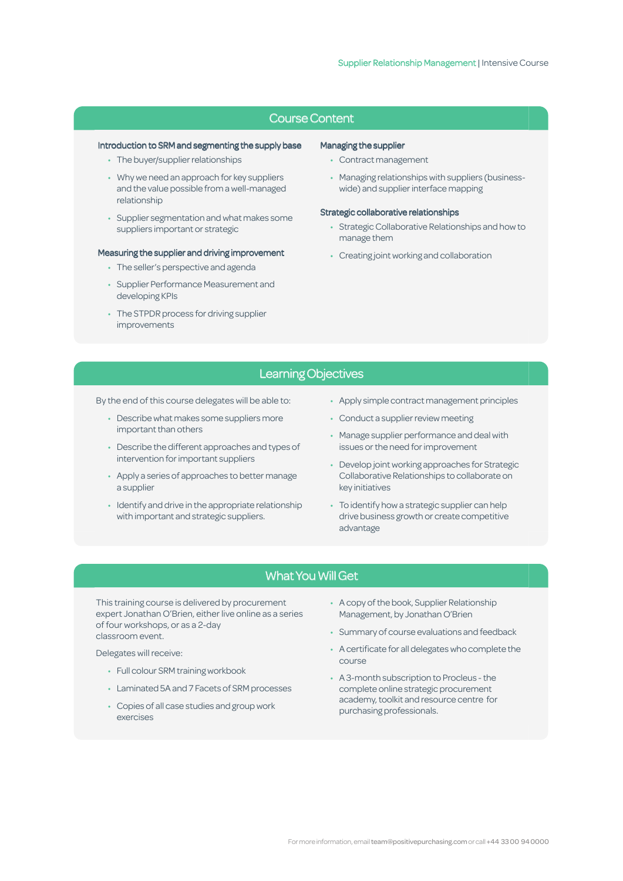## Course Content

### Introduction to SRM and segmenting the supply base

- The buyer/supplier relationships
- Why we need an approach for key suppliers and the value possible from a well-managed relationship
- Supplier segmentation and what makes some suppliers important or strategic

### Measuring the supplier and driving improvement

- The seller's perspective and agenda
- Supplier Performance Measurement and developing KPIs
- The STPDR process for driving supplier improvements

### Managing the supplier

- Contract management
- Managing relationships with suppliers (business-wide) and supplier interface mapping

### Strategic collaborative relationships

- Strategic Collaborative Relationships and how to manage them
- Creating joint working and collaboration

## Learning Objectives

By the end of this course delegates will be able to:

- Describe what makes some suppliers more important than others
- Describe the different approaches and types of intervention for important suppliers
- Apply a series of approaches to better manage a supplier
- Identify and drive in the appropriate relationship with important and strategic suppliers.
- Apply simple contract management principles
- Conduct a supplier review meeting
- Manage supplier performance and deal with issues or the need for improvement
- Develop joint working approaches for Strategic Collaborative Relationships to collaborate on key initiatives
- To identify how a strategic supplier can help drive business growth or create competitive advantage

## What You Will Get

This training course is delivered by procurement expert Jonathan O'Brien, either live online as a series of four workshops, or as a 2-day classroom event.

Delegates will receive:

- Full colour SRM training workbook
- Laminated 5A and 7 Facets of SRM processes
- Copies of all case studies and group work exercises
- A copy of the book, Supplier Relationship Management, by Jonathan O'Brien
- Summary of course evaluations and feedback
- A certificate for all delegates who complete the course
- A 3-month subscription to Procleus - the complete online strategic procurement academy, toolkit and resource centre for purchasing professionals.

For more information, email team@positivepurchasing.com or call +44 33 00 94 0000